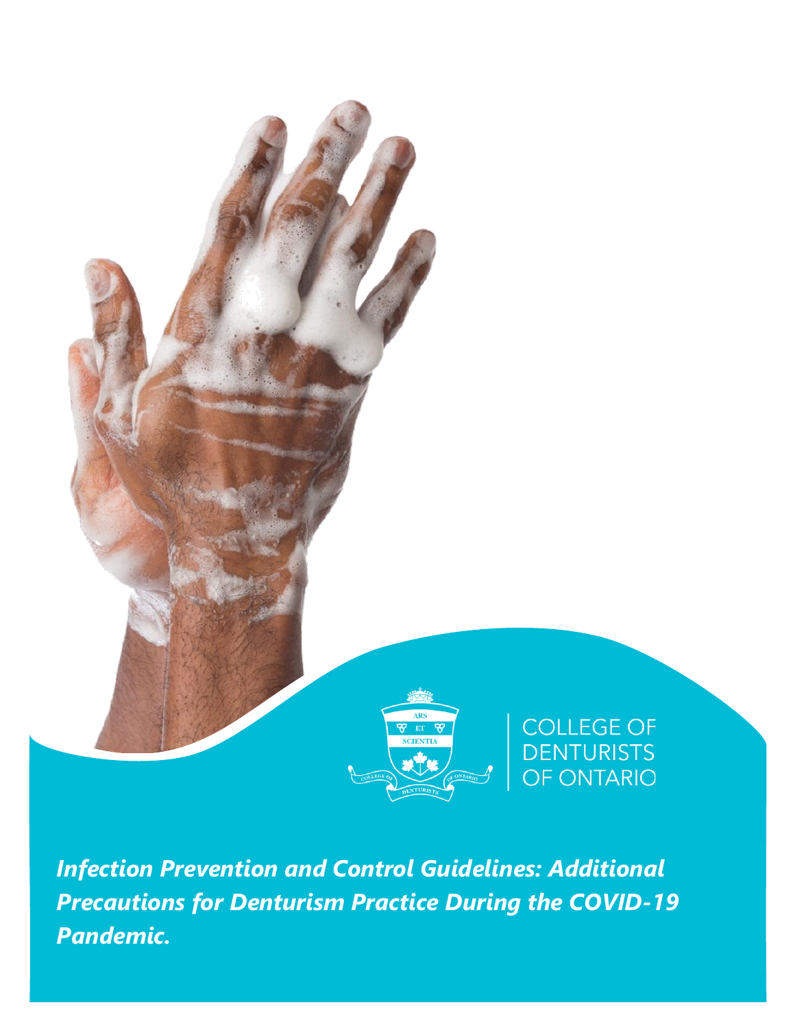COLLEGE OF DENTURISTS OF ONTARIO

# *Infection Prevention and Control Guidelines: Additional Precautions for Denturism Practice During the COVID-19 Pandemic.*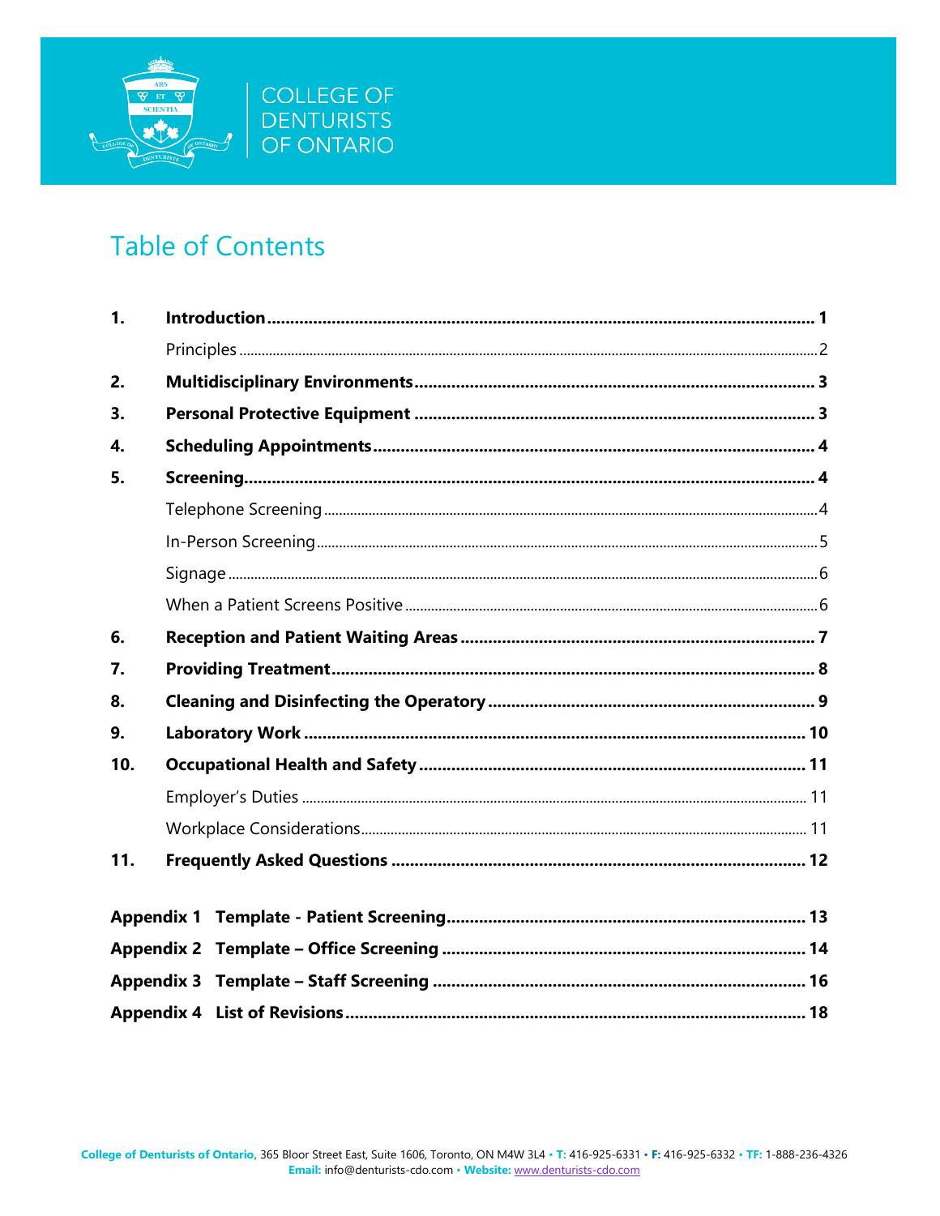# Table of Contents

| | | |
|---|---|---|
| **1.** | **Introduction** | **1** |
| | Principles | 2 |
| **2.** | **Multidisciplinary Environments** | **3** |
| **3.** | **Personal Protective Equipment** | **3** |
| **4.** | **Scheduling Appointments** | **4** |
| **5.** | **Screening** | **4** |
| | Telephone Screening | 4 |
| | In-Person Screening | 5 |
| | Signage | 6 |
| | When a Patient Screens Positive | 6 |
| **6.** | **Reception and Patient Waiting Areas** | **7** |
| **7.** | **Providing Treatment** | **8** |
| **8.** | **Cleaning and Disinfecting the Operatory** | **9** |
| **9.** | **Laboratory Work** | **10** |
| **10.** | **Occupational Health and Safety** | **11** |
| | Employer's Duties | 11 |
| | Workplace Considerations | 11 |
| **11.** | **Frequently Asked Questions** | **12** |
| **Appendix 1** | **Template - Patient Screening** | **13** |
| **Appendix 2** | **Template – Office Screening** | **14** |
| **Appendix 3** | **Template – Staff Screening** | **16** |
| **Appendix 4** | **List of Revisions** | **18** |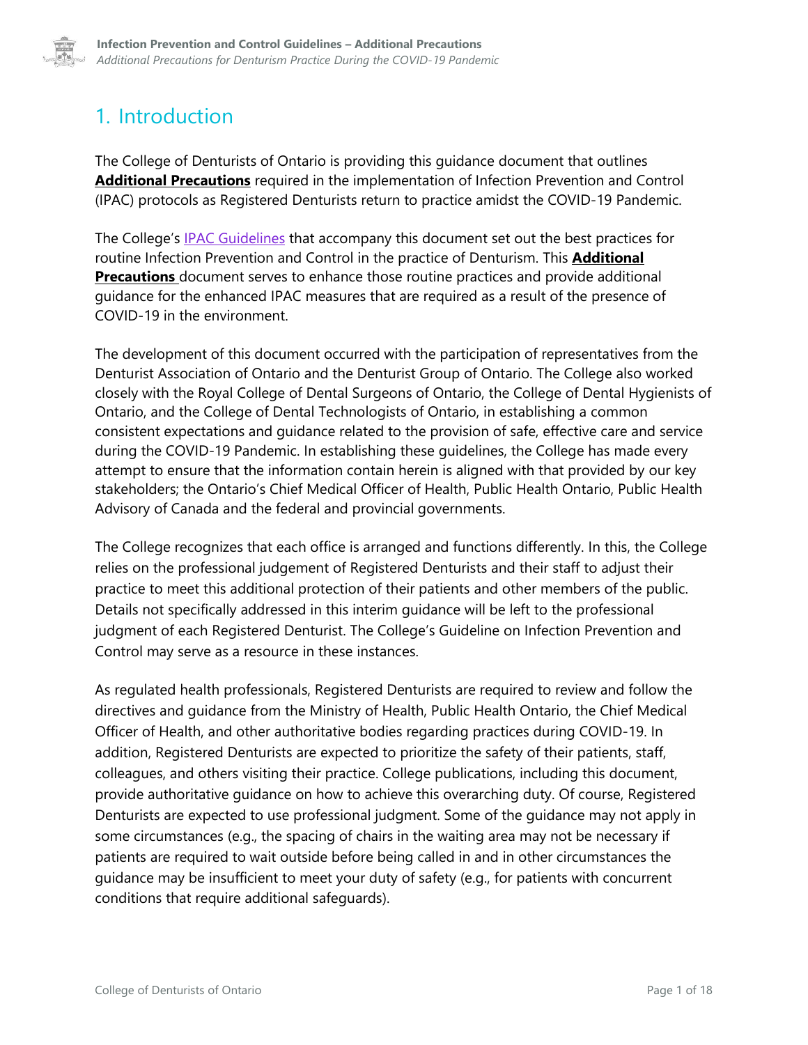# 1. Introduction

The College of Denturists of Ontario is providing this guidance document that outlines **Additional Precautions** required in the implementation of Infection Prevention and Control (IPAC) protocols as Registered Denturists return to practice amidst the COVID-19 Pandemic.

The College's IPAC Guidelines that accompany this document set out the best practices for routine Infection Prevention and Control in the practice of Denturism. This **Additional Precautions** document serves to enhance those routine practices and provide additional guidance for the enhanced IPAC measures that are required as a result of the presence of COVID-19 in the environment.

The development of this document occurred with the participation of representatives from the Denturist Association of Ontario and the Denturist Group of Ontario. The College also worked closely with the Royal College of Dental Surgeons of Ontario, the College of Dental Hygienists of Ontario, and the College of Dental Technologists of Ontario, in establishing a common consistent expectations and guidance related to the provision of safe, effective care and service during the COVID-19 Pandemic. In establishing these guidelines, the College has made every attempt to ensure that the information contain herein is aligned with that provided by our key stakeholders; the Ontario's Chief Medical Officer of Health, Public Health Ontario, Public Health Advisory of Canada and the federal and provincial governments.

The College recognizes that each office is arranged and functions differently. In this, the College relies on the professional judgement of Registered Denturists and their staff to adjust their practice to meet this additional protection of their patients and other members of the public. Details not specifically addressed in this interim guidance will be left to the professional judgment of each Registered Denturist. The College's Guideline on Infection Prevention and Control may serve as a resource in these instances.

As regulated health professionals, Registered Denturists are required to review and follow the directives and guidance from the Ministry of Health, Public Health Ontario, the Chief Medical Officer of Health, and other authoritative bodies regarding practices during COVID-19. In addition, Registered Denturists are expected to prioritize the safety of their patients, staff, colleagues, and others visiting their practice. College publications, including this document, provide authoritative guidance on how to achieve this overarching duty. Of course, Registered Denturists are expected to use professional judgment. Some of the guidance may not apply in some circumstances (e.g., the spacing of chairs in the waiting area may not be necessary if patients are required to wait outside before being called in and in other circumstances the guidance may be insufficient to meet your duty of safety (e.g., for patients with concurrent conditions that require additional safeguards).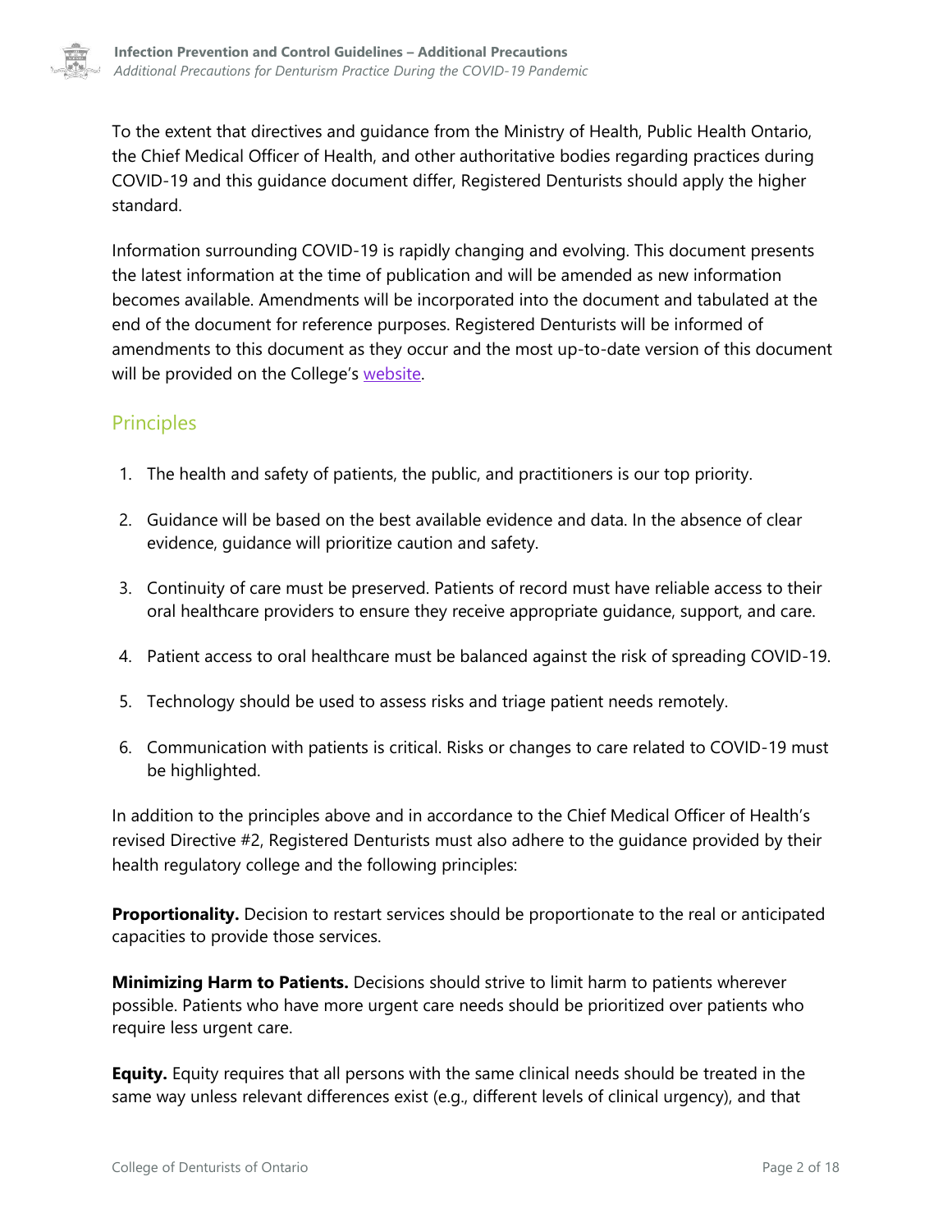To the extent that directives and guidance from the Ministry of Health, Public Health Ontario, the Chief Medical Officer of Health, and other authoritative bodies regarding practices during COVID-19 and this guidance document differ, Registered Denturists should apply the higher standard.

Information surrounding COVID-19 is rapidly changing and evolving. This document presents the latest information at the time of publication and will be amended as new information becomes available. Amendments will be incorporated into the document and tabulated at the end of the document for reference purposes. Registered Denturists will be informed of amendments to this document as they occur and the most up-to-date version of this document will be provided on the College's website.

## Principles

1. The health and safety of patients, the public, and practitioners is our top priority.
2. Guidance will be based on the best available evidence and data. In the absence of clear evidence, guidance will prioritize caution and safety.
3. Continuity of care must be preserved. Patients of record must have reliable access to their oral healthcare providers to ensure they receive appropriate guidance, support, and care.
4. Patient access to oral healthcare must be balanced against the risk of spreading COVID-19.
5. Technology should be used to assess risks and triage patient needs remotely.
6. Communication with patients is critical. Risks or changes to care related to COVID-19 must be highlighted.

In addition to the principles above and in accordance to the Chief Medical Officer of Health's revised Directive #2, Registered Denturists must also adhere to the guidance provided by their health regulatory college and the following principles:

**Proportionality.** Decision to restart services should be proportionate to the real or anticipated capacities to provide those services.

**Minimizing Harm to Patients.** Decisions should strive to limit harm to patients wherever possible. Patients who have more urgent care needs should be prioritized over patients who require less urgent care.

**Equity.** Equity requires that all persons with the same clinical needs should be treated in the same way unless relevant differences exist (e.g., different levels of clinical urgency), and that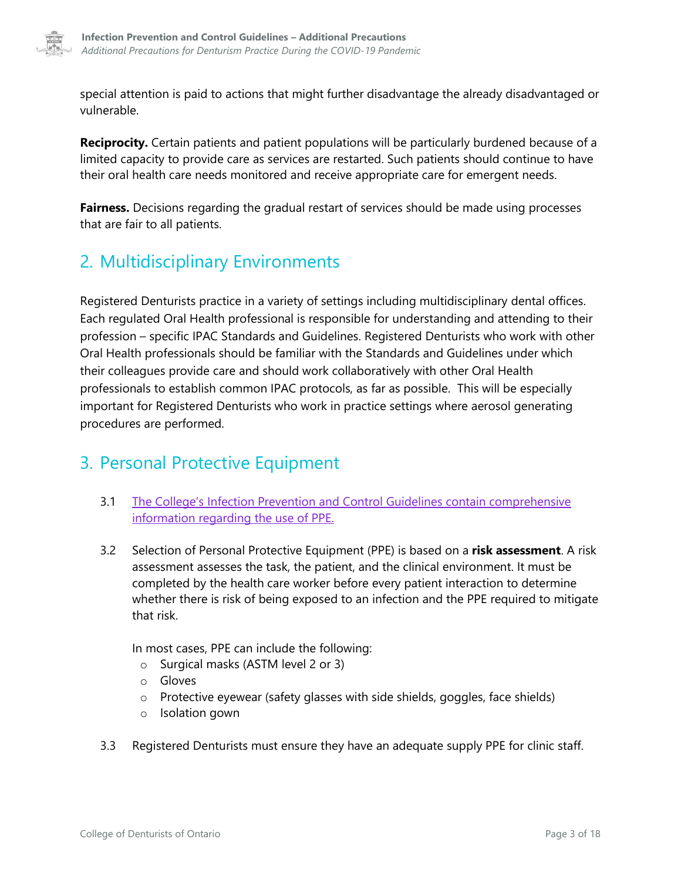special attention is paid to actions that might further disadvantage the already disadvantaged or vulnerable.

**Reciprocity.** Certain patients and patient populations will be particularly burdened because of a limited capacity to provide care as services are restarted. Such patients should continue to have their oral health care needs monitored and receive appropriate care for emergent needs.

**Fairness.** Decisions regarding the gradual restart of services should be made using processes that are fair to all patients.

## 2. Multidisciplinary Environments

Registered Denturists practice in a variety of settings including multidisciplinary dental offices. Each regulated Oral Health professional is responsible for understanding and attending to their profession – specific IPAC Standards and Guidelines. Registered Denturists who work with other Oral Health professionals should be familiar with the Standards and Guidelines under which their colleagues provide care and should work collaboratively with other Oral Health professionals to establish common IPAC protocols, as far as possible. This will be especially important for Registered Denturists who work in practice settings where aerosol generating procedures are performed.

## 3. Personal Protective Equipment

3.1 The College's Infection Prevention and Control Guidelines contain comprehensive information regarding the use of PPE.

3.2 Selection of Personal Protective Equipment (PPE) is based on a **risk assessment**. A risk assessment assesses the task, the patient, and the clinical environment. It must be completed by the health care worker before every patient interaction to determine whether there is risk of being exposed to an infection and the PPE required to mitigate that risk.

In most cases, PPE can include the following:

- Surgical masks (ASTM level 2 or 3)
- Gloves
- Protective eyewear (safety glasses with side shields, goggles, face shields)
- Isolation gown

3.3 Registered Denturists must ensure they have an adequate supply PPE for clinic staff.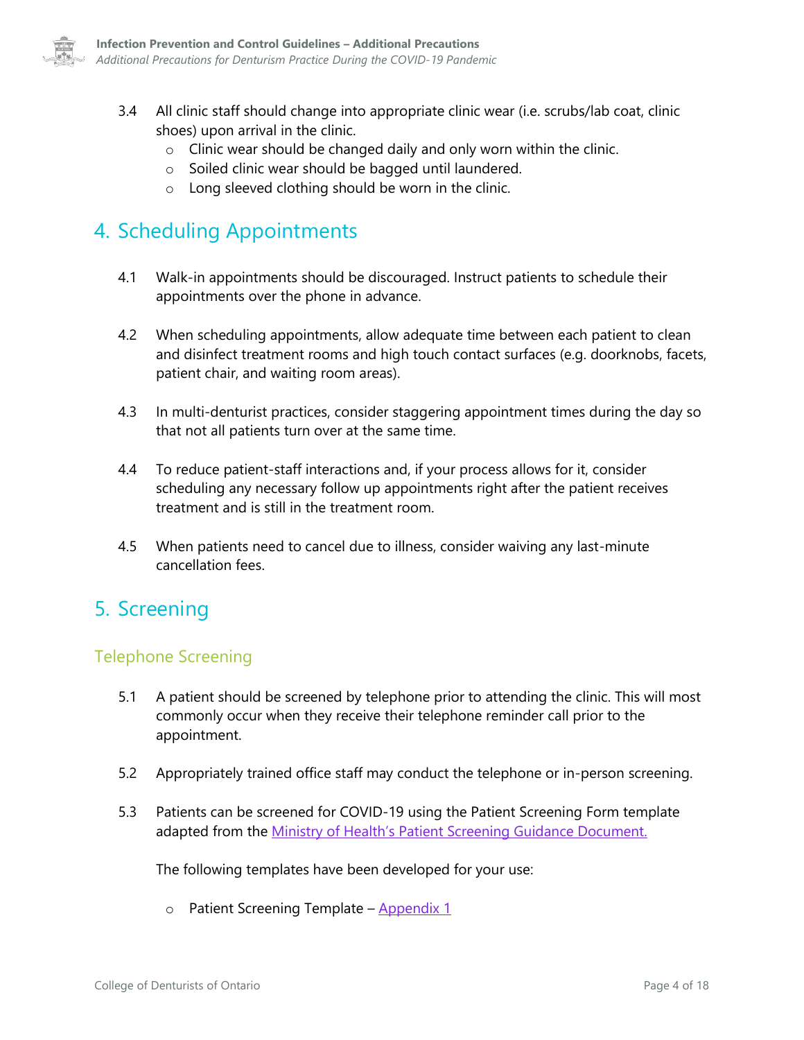3.4 All clinic staff should change into appropriate clinic wear (i.e. scrubs/lab coat, clinic shoes) upon arrival in the clinic.
   - Clinic wear should be changed daily and only worn within the clinic.
   - Soiled clinic wear should be bagged until laundered.
   - Long sleeved clothing should be worn in the clinic.

## 4. Scheduling Appointments

4.1 Walk-in appointments should be discouraged. Instruct patients to schedule their appointments over the phone in advance.

4.2 When scheduling appointments, allow adequate time between each patient to clean and disinfect treatment rooms and high touch contact surfaces (e.g. doorknobs, facets, patient chair, and waiting room areas).

4.3 In multi-denturist practices, consider staggering appointment times during the day so that not all patients turn over at the same time.

4.4 To reduce patient-staff interactions and, if your process allows for it, consider scheduling any necessary follow up appointments right after the patient receives treatment and is still in the treatment room.

4.5 When patients need to cancel due to illness, consider waiving any last-minute cancellation fees.

## 5. Screening

### Telephone Screening

5.1 A patient should be screened by telephone prior to attending the clinic. This will most commonly occur when they receive their telephone reminder call prior to the appointment.

5.2 Appropriately trained office staff may conduct the telephone or in-person screening.

5.3 Patients can be screened for COVID-19 using the Patient Screening Form template adapted from the Ministry of Health's Patient Screening Guidance Document.

The following templates have been developed for your use:

   - Patient Screening Template – Appendix 1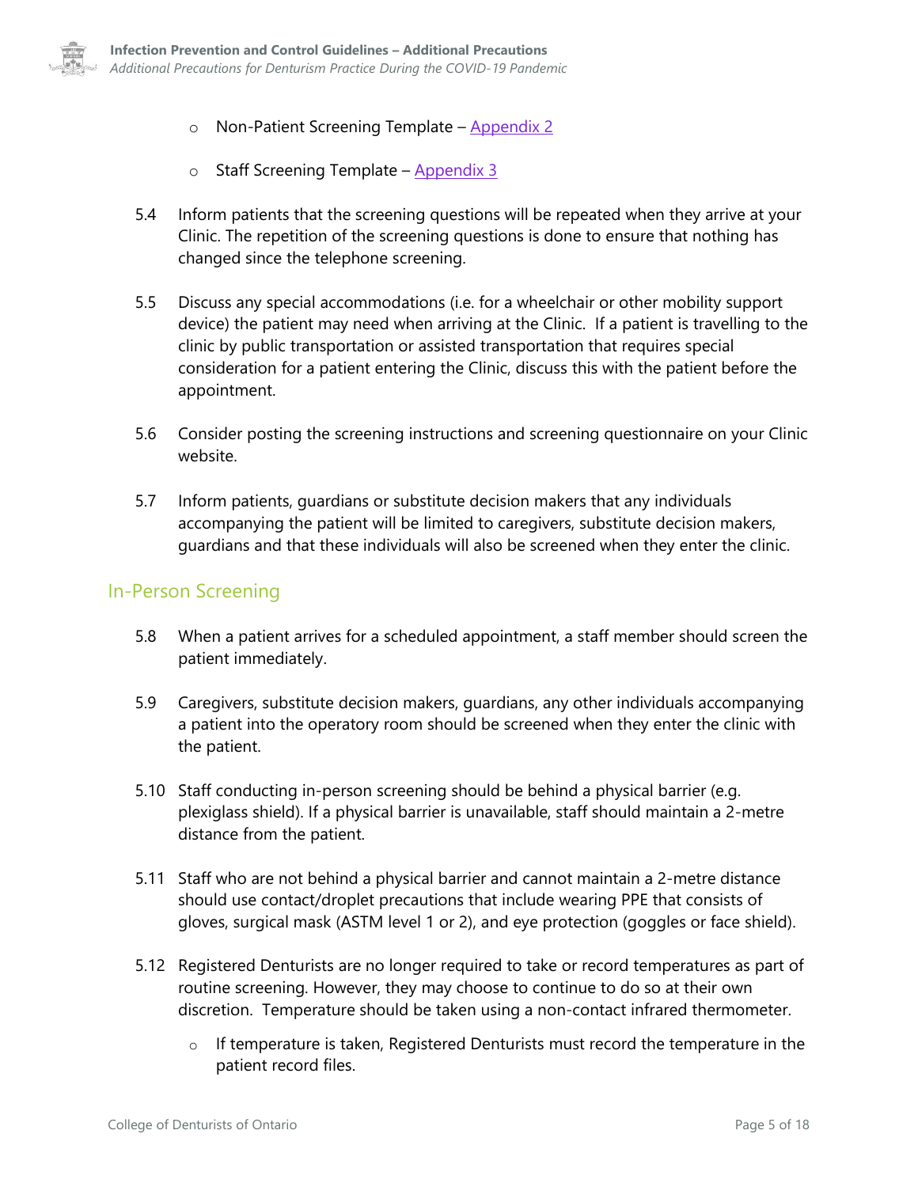- Non-Patient Screening Template – [Appendix 2]
- Staff Screening Template – [Appendix 3]

5.4 Inform patients that the screening questions will be repeated when they arrive at your Clinic. The repetition of the screening questions is done to ensure that nothing has changed since the telephone screening.

5.5 Discuss any special accommodations (i.e. for a wheelchair or other mobility support device) the patient may need when arriving at the Clinic. If a patient is travelling to the clinic by public transportation or assisted transportation that requires special consideration for a patient entering the Clinic, discuss this with the patient before the appointment.

5.6 Consider posting the screening instructions and screening questionnaire on your Clinic website.

5.7 Inform patients, guardians or substitute decision makers that any individuals accompanying the patient will be limited to caregivers, substitute decision makers, guardians and that these individuals will also be screened when they enter the clinic.

## In-Person Screening

5.8 When a patient arrives for a scheduled appointment, a staff member should screen the patient immediately.

5.9 Caregivers, substitute decision makers, guardians, any other individuals accompanying a patient into the operatory room should be screened when they enter the clinic with the patient.

5.10 Staff conducting in-person screening should be behind a physical barrier (e.g. plexiglass shield). If a physical barrier is unavailable, staff should maintain a 2-metre distance from the patient.

5.11 Staff who are not behind a physical barrier and cannot maintain a 2-metre distance should use contact/droplet precautions that include wearing PPE that consists of gloves, surgical mask (ASTM level 1 or 2), and eye protection (goggles or face shield).

5.12 Registered Denturists are no longer required to take or record temperatures as part of routine screening. However, they may choose to continue to do so at their own discretion. Temperature should be taken using a non-contact infrared thermometer.

- If temperature is taken, Registered Denturists must record the temperature in the patient record files.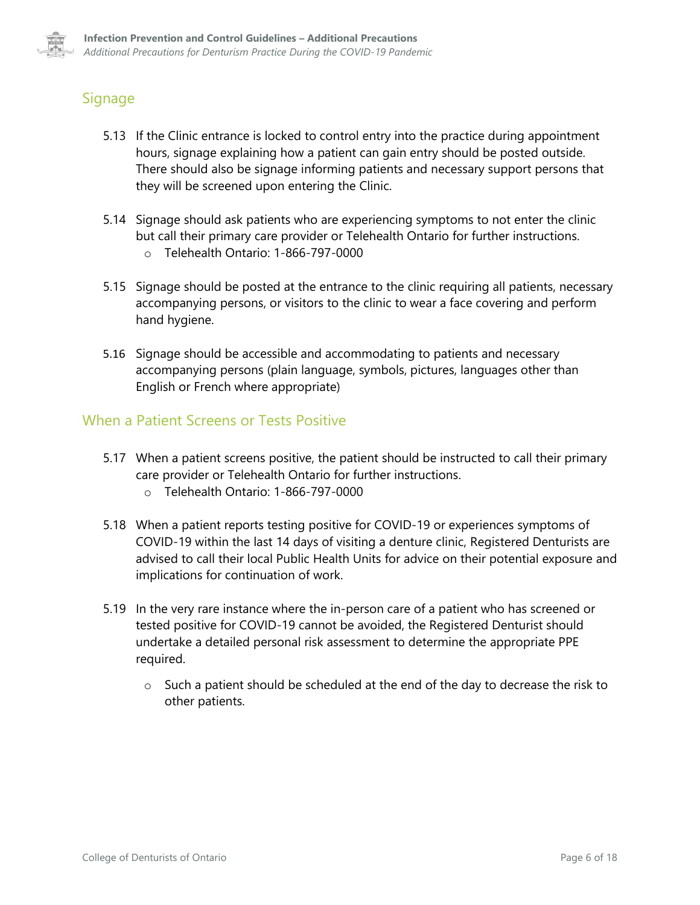## Signage

5.13 If the Clinic entrance is locked to control entry into the practice during appointment hours, signage explaining how a patient can gain entry should be posted outside. There should also be signage informing patients and necessary support persons that they will be screened upon entering the Clinic.

5.14 Signage should ask patients who are experiencing symptoms to not enter the clinic but call their primary care provider or Telehealth Ontario for further instructions.
   - Telehealth Ontario: 1-866-797-0000

5.15 Signage should be posted at the entrance to the clinic requiring all patients, necessary accompanying persons, or visitors to the clinic to wear a face covering and perform hand hygiene.

5.16 Signage should be accessible and accommodating to patients and necessary accompanying persons (plain language, symbols, pictures, languages other than English or French where appropriate)

## When a Patient Screens or Tests Positive

5.17 When a patient screens positive, the patient should be instructed to call their primary care provider or Telehealth Ontario for further instructions.
   - Telehealth Ontario: 1-866-797-0000

5.18 When a patient reports testing positive for COVID-19 or experiences symptoms of COVID-19 within the last 14 days of visiting a denture clinic, Registered Denturists are advised to call their local Public Health Units for advice on their potential exposure and implications for continuation of work.

5.19 In the very rare instance where the in-person care of a patient who has screened or tested positive for COVID-19 cannot be avoided, the Registered Denturist should undertake a detailed personal risk assessment to determine the appropriate PPE required.

   - Such a patient should be scheduled at the end of the day to decrease the risk to other patients.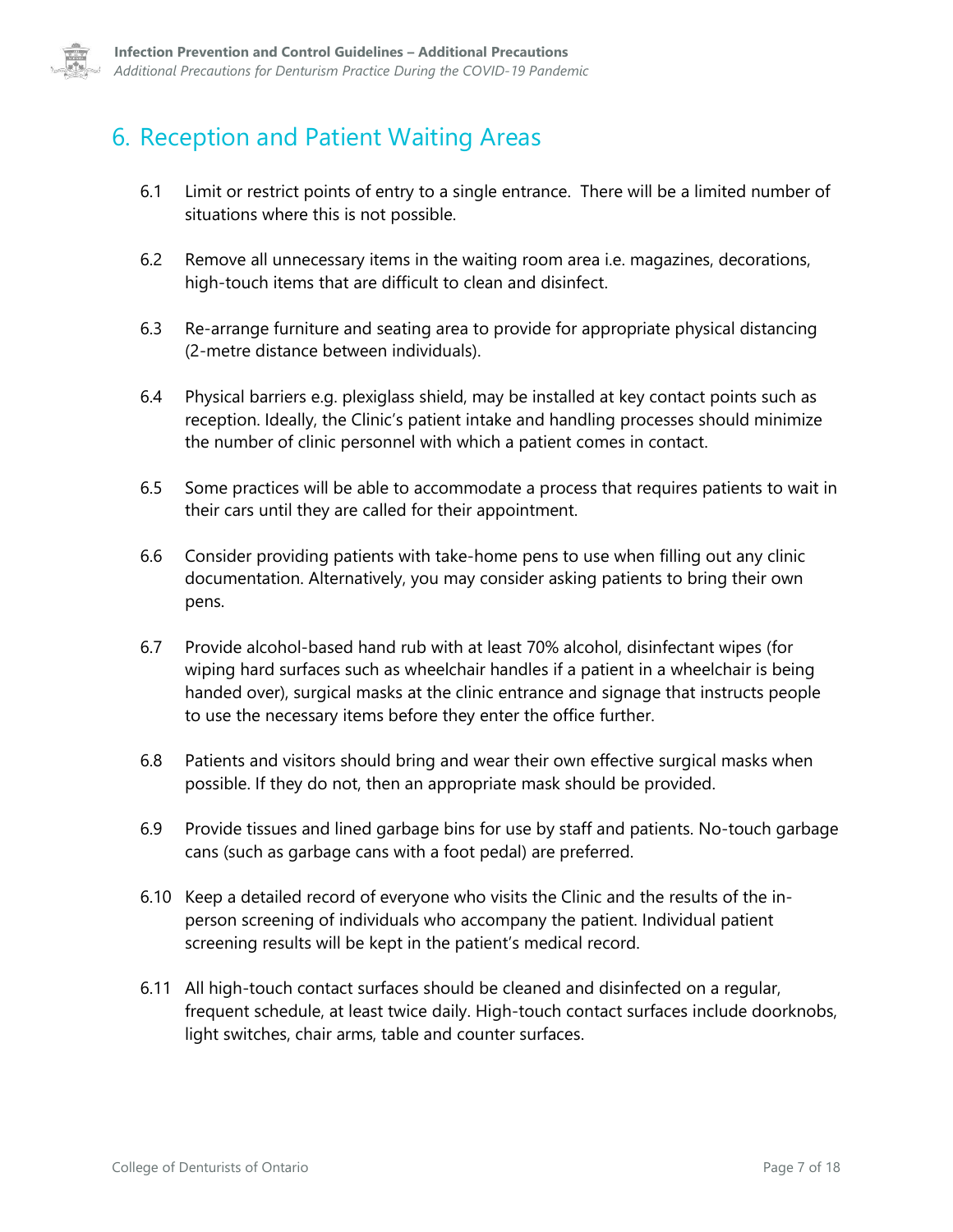## 6. Reception and Patient Waiting Areas

6.1 Limit or restrict points of entry to a single entrance. There will be a limited number of situations where this is not possible.

6.2 Remove all unnecessary items in the waiting room area i.e. magazines, decorations, high-touch items that are difficult to clean and disinfect.

6.3 Re-arrange furniture and seating area to provide for appropriate physical distancing (2-metre distance between individuals).

6.4 Physical barriers e.g. plexiglass shield, may be installed at key contact points such as reception. Ideally, the Clinic's patient intake and handling processes should minimize the number of clinic personnel with which a patient comes in contact.

6.5 Some practices will be able to accommodate a process that requires patients to wait in their cars until they are called for their appointment.

6.6 Consider providing patients with take-home pens to use when filling out any clinic documentation. Alternatively, you may consider asking patients to bring their own pens.

6.7 Provide alcohol-based hand rub with at least 70% alcohol, disinfectant wipes (for wiping hard surfaces such as wheelchair handles if a patient in a wheelchair is being handed over), surgical masks at the clinic entrance and signage that instructs people to use the necessary items before they enter the office further.

6.8 Patients and visitors should bring and wear their own effective surgical masks when possible. If they do not, then an appropriate mask should be provided.

6.9 Provide tissues and lined garbage bins for use by staff and patients. No-touch garbage cans (such as garbage cans with a foot pedal) are preferred.

6.10 Keep a detailed record of everyone who visits the Clinic and the results of the in-person screening of individuals who accompany the patient. Individual patient screening results will be kept in the patient's medical record.

6.11 All high-touch contact surfaces should be cleaned and disinfected on a regular, frequent schedule, at least twice daily. High-touch contact surfaces include doorknobs, light switches, chair arms, table and counter surfaces.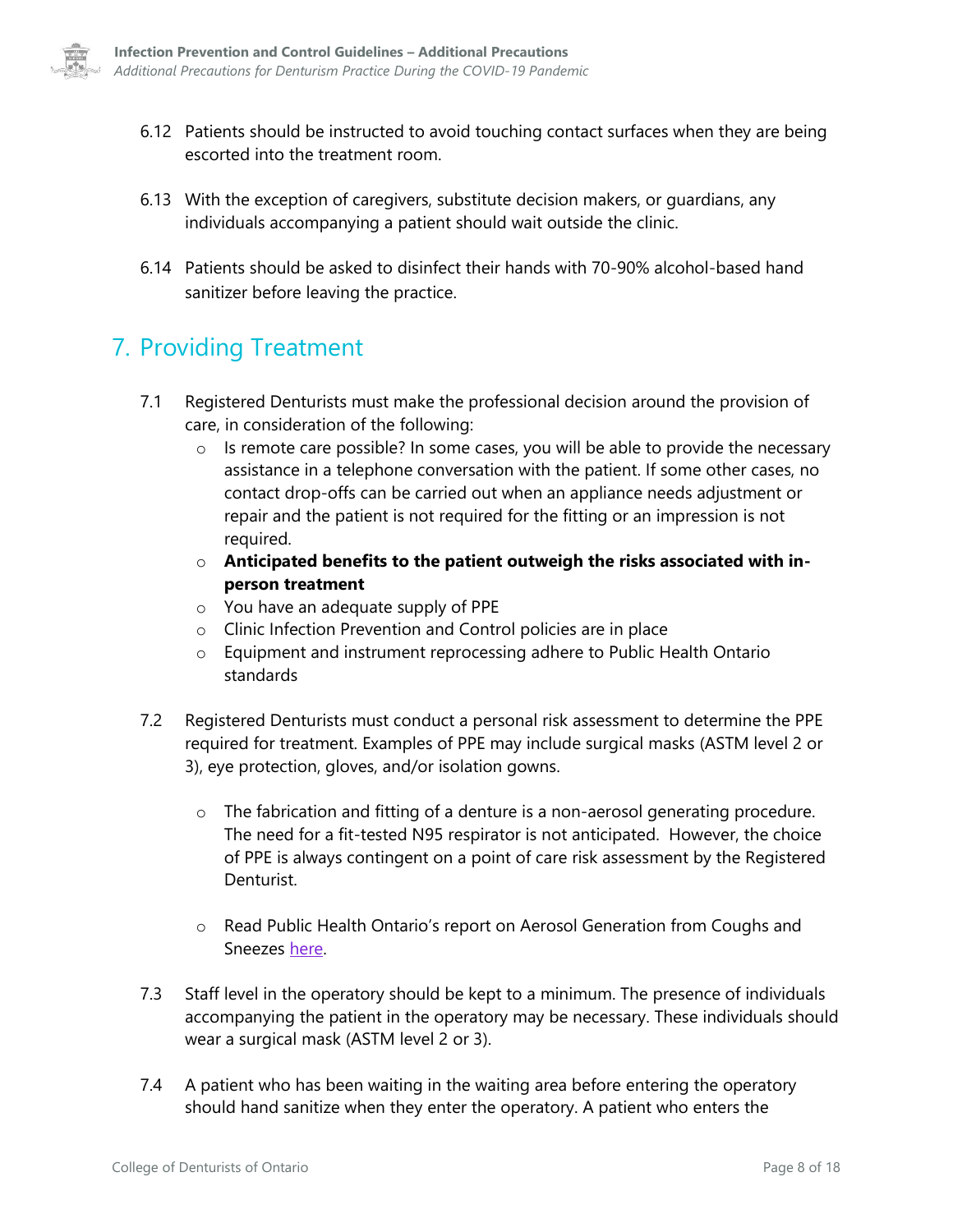6.12 Patients should be instructed to avoid touching contact surfaces when they are being escorted into the treatment room.

6.13 With the exception of caregivers, substitute decision makers, or guardians, any individuals accompanying a patient should wait outside the clinic.

6.14 Patients should be asked to disinfect their hands with 70-90% alcohol-based hand sanitizer before leaving the practice.

## 7. Providing Treatment

7.1 Registered Denturists must make the professional decision around the provision of care, in consideration of the following:

- Is remote care possible? In some cases, you will be able to provide the necessary assistance in a telephone conversation with the patient. If some other cases, no contact drop-offs can be carried out when an appliance needs adjustment or repair and the patient is not required for the fitting or an impression is not required.
- **Anticipated benefits to the patient outweigh the risks associated with in-person treatment**
- You have an adequate supply of PPE
- Clinic Infection Prevention and Control policies are in place
- Equipment and instrument reprocessing adhere to Public Health Ontario standards

7.2 Registered Denturists must conduct a personal risk assessment to determine the PPE required for treatment. Examples of PPE may include surgical masks (ASTM level 2 or 3), eye protection, gloves, and/or isolation gowns.

- The fabrication and fitting of a denture is a non-aerosol generating procedure. The need for a fit-tested N95 respirator is not anticipated. However, the choice of PPE is always contingent on a point of care risk assessment by the Registered Denturist.
- Read Public Health Ontario's report on Aerosol Generation from Coughs and Sneezes here.

7.3 Staff level in the operatory should be kept to a minimum. The presence of individuals accompanying the patient in the operatory may be necessary. These individuals should wear a surgical mask (ASTM level 2 or 3).

7.4 A patient who has been waiting in the waiting area before entering the operatory should hand sanitize when they enter the operatory. A patient who enters the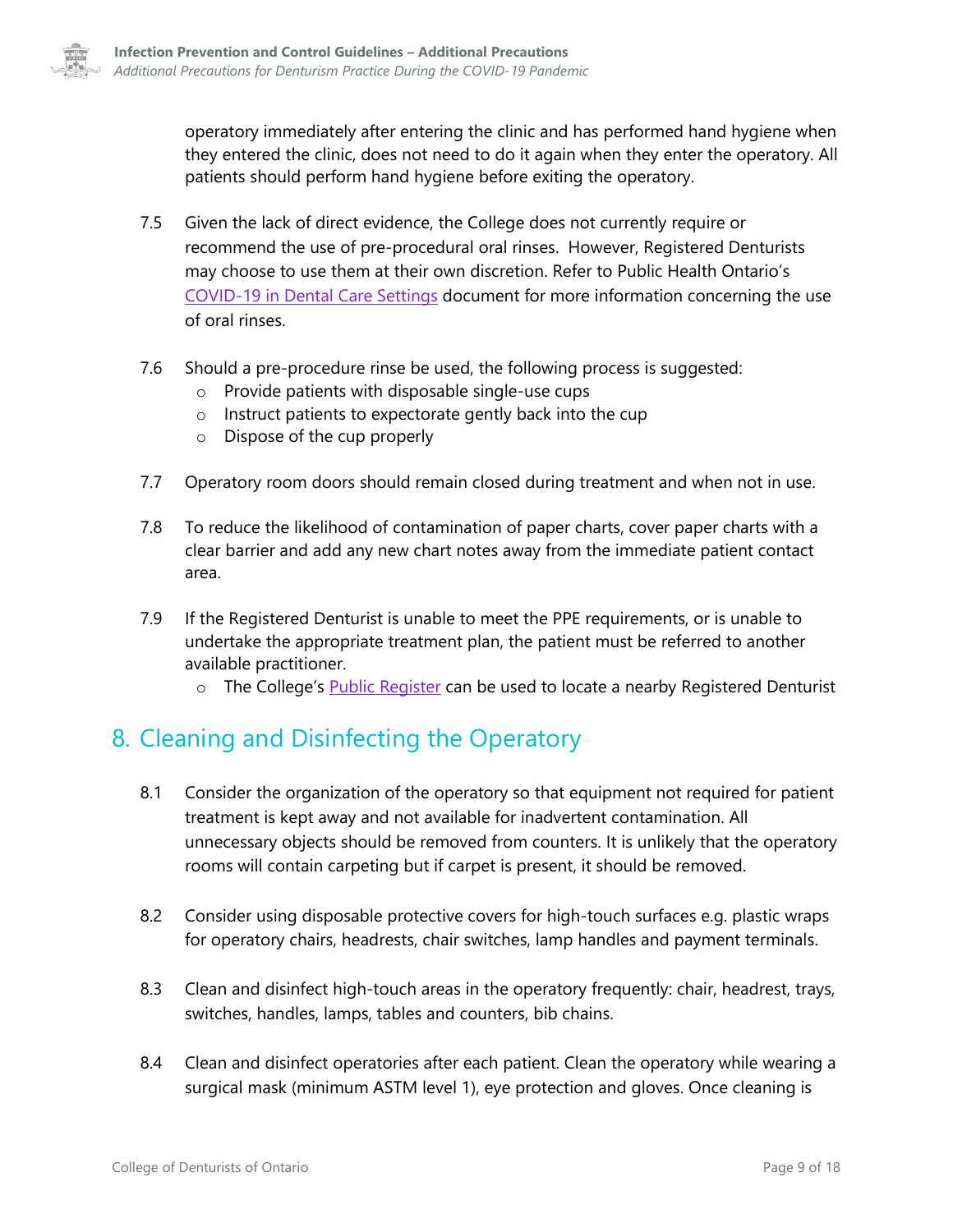operatory immediately after entering the clinic and has performed hand hygiene when they entered the clinic, does not need to do it again when they enter the operatory. All patients should perform hand hygiene before exiting the operatory.

7.5 Given the lack of direct evidence, the College does not currently require or recommend the use of pre-procedural oral rinses. However, Registered Denturists may choose to use them at their own discretion. Refer to Public Health Ontario's [COVID-19 in Dental Care Settings] document for more information concerning the use of oral rinses.

7.6 Should a pre-procedure rinse be used, the following process is suggested:
- Provide patients with disposable single-use cups
- Instruct patients to expectorate gently back into the cup
- Dispose of the cup properly

7.7 Operatory room doors should remain closed during treatment and when not in use.

7.8 To reduce the likelihood of contamination of paper charts, cover paper charts with a clear barrier and add any new chart notes away from the immediate patient contact area.

7.9 If the Registered Denturist is unable to meet the PPE requirements, or is unable to undertake the appropriate treatment plan, the patient must be referred to another available practitioner.
- The College's [Public Register] can be used to locate a nearby Registered Denturist

## 8. Cleaning and Disinfecting the Operatory

8.1 Consider the organization of the operatory so that equipment not required for patient treatment is kept away and not available for inadvertent contamination. All unnecessary objects should be removed from counters. It is unlikely that the operatory rooms will contain carpeting but if carpet is present, it should be removed.

8.2 Consider using disposable protective covers for high-touch surfaces e.g. plastic wraps for operatory chairs, headrests, chair switches, lamp handles and payment terminals.

8.3 Clean and disinfect high-touch areas in the operatory frequently: chair, headrest, trays, switches, handles, lamps, tables and counters, bib chains.

8.4 Clean and disinfect operatories after each patient. Clean the operatory while wearing a surgical mask (minimum ASTM level 1), eye protection and gloves. Once cleaning is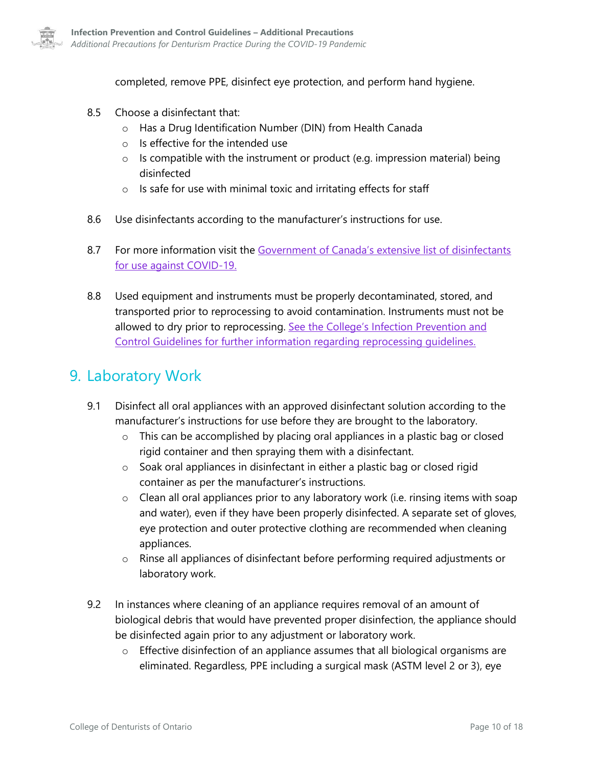completed, remove PPE, disinfect eye protection, and perform hand hygiene.

8.5 Choose a disinfectant that:
- Has a Drug Identification Number (DIN) from Health Canada
- Is effective for the intended use
- Is compatible with the instrument or product (e.g. impression material) being disinfected
- Is safe for use with minimal toxic and irritating effects for staff

8.6 Use disinfectants according to the manufacturer's instructions for use.

8.7 For more information visit the [Government of Canada's extensive list of disinfectants for use against COVID-19.]()

8.8 Used equipment and instruments must be properly decontaminated, stored, and transported prior to reprocessing to avoid contamination. Instruments must not be allowed to dry prior to reprocessing. [See the College's Infection Prevention and Control Guidelines for further information regarding reprocessing guidelines.]()

## 9. Laboratory Work

9.1 Disinfect all oral appliances with an approved disinfectant solution according to the manufacturer's instructions for use before they are brought to the laboratory.
- This can be accomplished by placing oral appliances in a plastic bag or closed rigid container and then spraying them with a disinfectant.
- Soak oral appliances in disinfectant in either a plastic bag or closed rigid container as per the manufacturer's instructions.
- Clean all oral appliances prior to any laboratory work (i.e. rinsing items with soap and water), even if they have been properly disinfected. A separate set of gloves, eye protection and outer protective clothing are recommended when cleaning appliances.
- Rinse all appliances of disinfectant before performing required adjustments or laboratory work.

9.2 In instances where cleaning of an appliance requires removal of an amount of biological debris that would have prevented proper disinfection, the appliance should be disinfected again prior to any adjustment or laboratory work.
- Effective disinfection of an appliance assumes that all biological organisms are eliminated. Regardless, PPE including a surgical mask (ASTM level 2 or 3), eye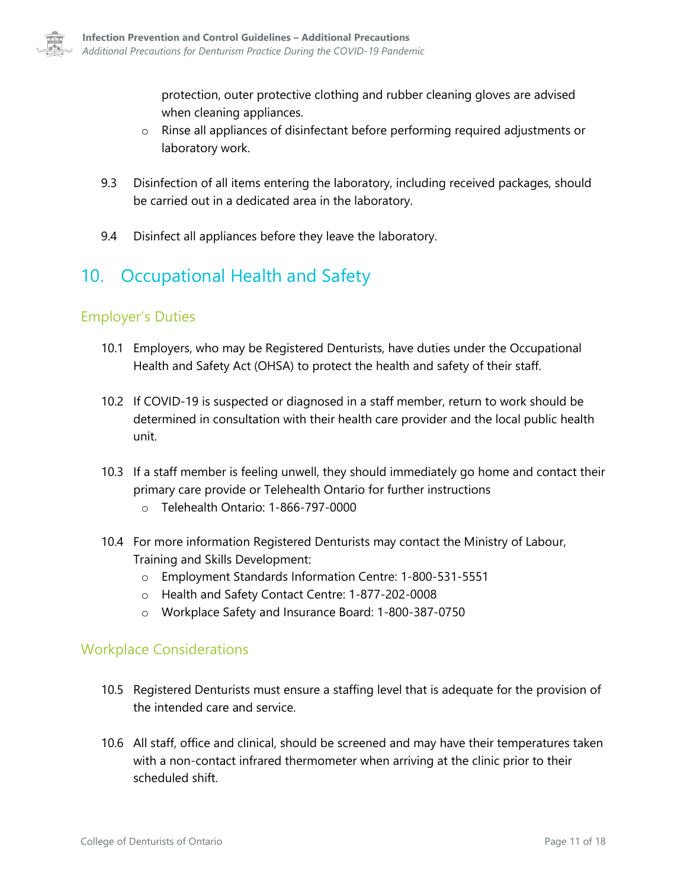protection, outer protective clothing and rubber cleaning gloves are advised when cleaning appliances.
  - Rinse all appliances of disinfectant before performing required adjustments or laboratory work.

9.3 Disinfection of all items entering the laboratory, including received packages, should be carried out in a dedicated area in the laboratory.

9.4 Disinfect all appliances before they leave the laboratory.

# 10. Occupational Health and Safety

## Employer's Duties

10.1 Employers, who may be Registered Denturists, have duties under the Occupational Health and Safety Act (OHSA) to protect the health and safety of their staff.

10.2 If COVID-19 is suspected or diagnosed in a staff member, return to work should be determined in consultation with their health care provider and the local public health unit.

10.3 If a staff member is feeling unwell, they should immediately go home and contact their primary care provide or Telehealth Ontario for further instructions
  - Telehealth Ontario: 1-866-797-0000

10.4 For more information Registered Denturists may contact the Ministry of Labour, Training and Skills Development:
  - Employment Standards Information Centre: 1-800-531-5551
  - Health and Safety Contact Centre: 1-877-202-0008
  - Workplace Safety and Insurance Board: 1-800-387-0750

## Workplace Considerations

10.5 Registered Denturists must ensure a staffing level that is adequate for the provision of the intended care and service.

10.6 All staff, office and clinical, should be screened and may have their temperatures taken with a non-contact infrared thermometer when arriving at the clinic prior to their scheduled shift.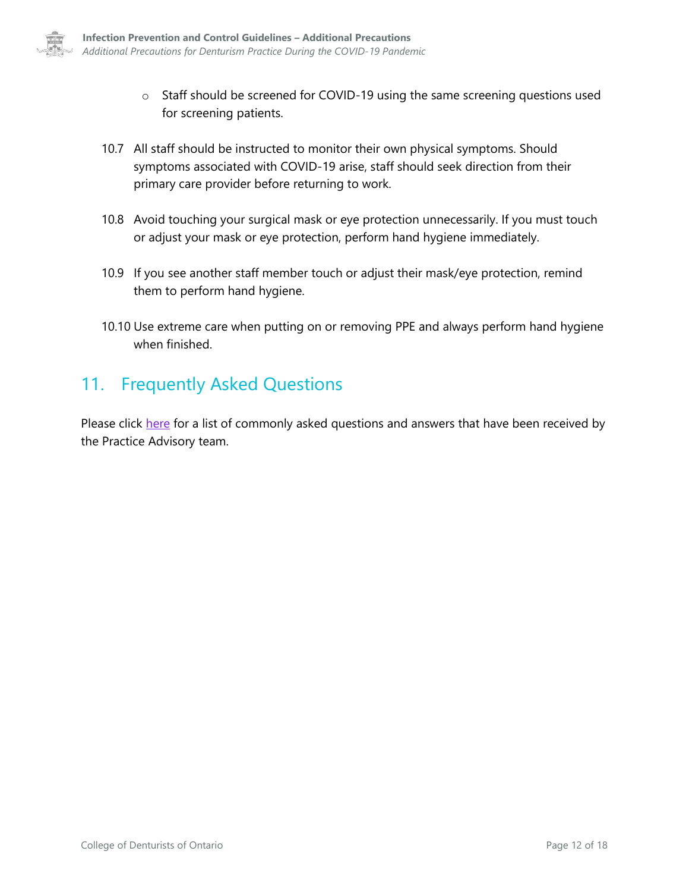- Staff should be screened for COVID-19 using the same screening questions used for screening patients.

10.7 All staff should be instructed to monitor their own physical symptoms. Should symptoms associated with COVID-19 arise, staff should seek direction from their primary care provider before returning to work.

10.8 Avoid touching your surgical mask or eye protection unnecessarily. If you must touch or adjust your mask or eye protection, perform hand hygiene immediately.

10.9 If you see another staff member touch or adjust their mask/eye protection, remind them to perform hand hygiene.

10.10 Use extreme care when putting on or removing PPE and always perform hand hygiene when finished.

## 11. Frequently Asked Questions

Please click here for a list of commonly asked questions and answers that have been received by the Practice Advisory team.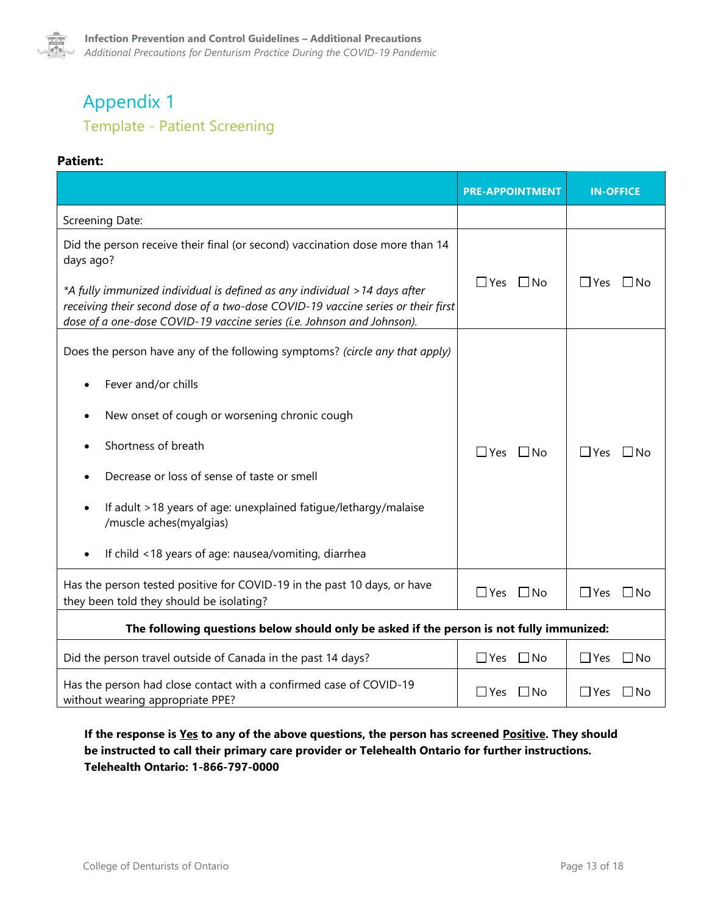# Appendix 1

## Template - Patient Screening

**Patient:**

| | **PRE-APPOINTMENT** | **IN-OFFICE** |
|---|---|---|
| Screening Date: | | |
| Did the person receive their final (or second) vaccination dose more than 14 days ago?<br><br>*\*A fully immunized individual is defined as any individual >14 days after receiving their second dose of a two-dose COVID-19 vaccine series or their first dose of a one-dose COVID-19 vaccine series (i.e. Johnson and Johnson).* | ☐Yes ☐No | ☐Yes ☐No |
| Does the person have any of the following symptoms? *(circle any that apply)*<br><br>• Fever and/or chills<br>• New onset of cough or worsening chronic cough<br>• Shortness of breath<br>• Decrease or loss of sense of taste or smell<br>• If adult >18 years of age: unexplained fatigue/lethargy/malaise /muscle aches(myalgias)<br>• If child <18 years of age: nausea/vomiting, diarrhea | ☐Yes ☐No | ☐Yes ☐No |
| Has the person tested positive for COVID-19 in the past 10 days, or have they been told they should be isolating? | ☐Yes ☐No | ☐Yes ☐No |
| **The following questions below should only be asked if the person is not fully immunized:** | | |
| Did the person travel outside of Canada in the past 14 days? | ☐Yes ☐No | ☐Yes ☐No |
| Has the person had close contact with a confirmed case of COVID-19 without wearing appropriate PPE? | ☐Yes ☐No | ☐Yes ☐No |

**If the response is <u>Yes</u> to any of the above questions, the person has screened <u>Positive</u>. They should be instructed to call their primary care provider or Telehealth Ontario for further instructions. Telehealth Ontario: 1-866-797-0000**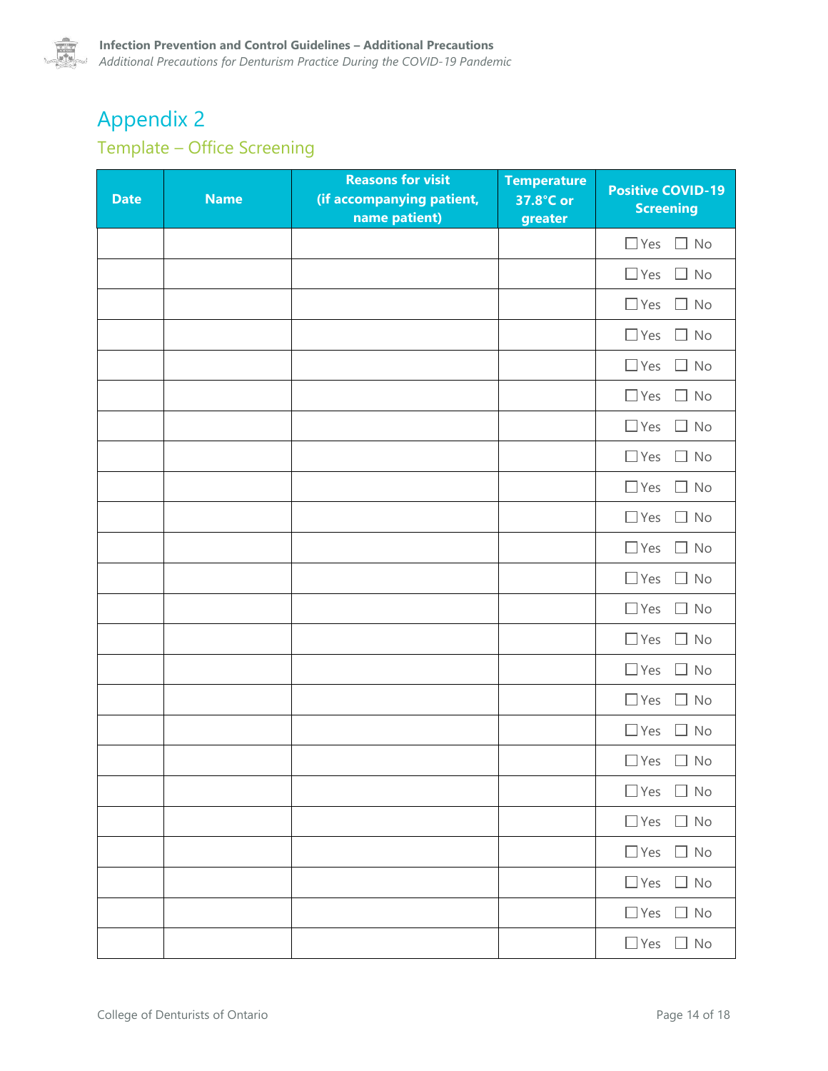# Appendix 2

## Template – Office Screening

| Date | Name | Reasons for visit (if accompanying patient, name patient) | Temperature 37.8°C or greater | Positive COVID-19 Screening |
|---|---|---|---|---|
| | | | | ☐ Yes ☐ No |
| | | | | ☐ Yes ☐ No |
| | | | | ☐ Yes ☐ No |
| | | | | ☐ Yes ☐ No |
| | | | | ☐ Yes ☐ No |
| | | | | ☐ Yes ☐ No |
| | | | | ☐ Yes ☐ No |
| | | | | ☐ Yes ☐ No |
| | | | | ☐ Yes ☐ No |
| | | | | ☐ Yes ☐ No |
| | | | | ☐ Yes ☐ No |
| | | | | ☐ Yes ☐ No |
| | | | | ☐ Yes ☐ No |
| | | | | ☐ Yes ☐ No |
| | | | | ☐ Yes ☐ No |
| | | | | ☐ Yes ☐ No |
| | | | | ☐ Yes ☐ No |
| | | | | ☐ Yes ☐ No |
| | | | | ☐ Yes ☐ No |
| | | | | ☐ Yes ☐ No |
| | | | | ☐ Yes ☐ No |
| | | | | ☐ Yes ☐ No |
| | | | | ☐ Yes ☐ No |
| | | | | ☐ Yes ☐ No |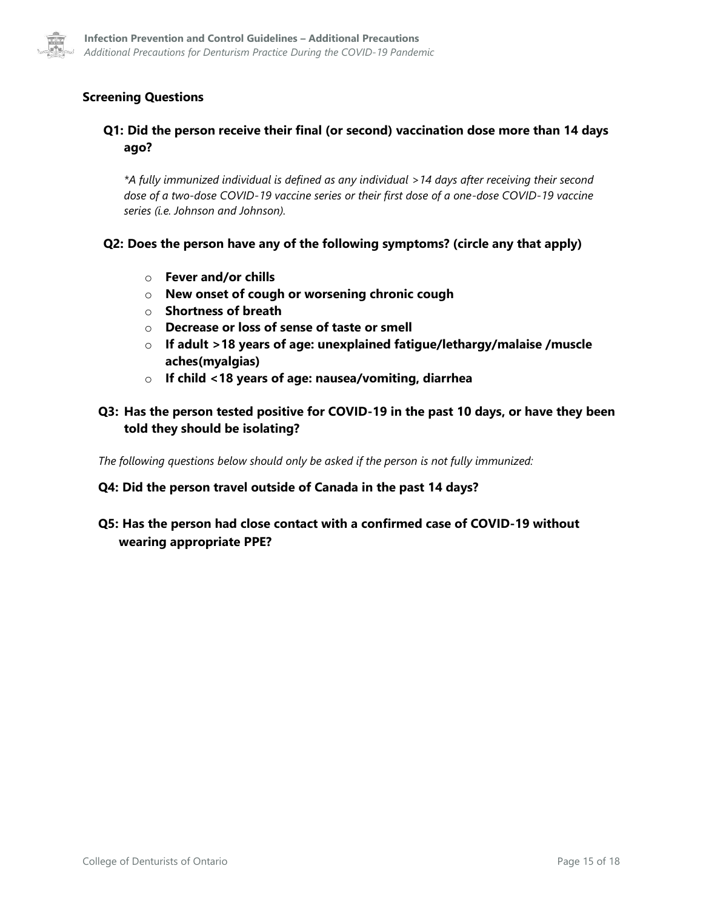### Screening Questions

**Q1: Did the person receive their final (or second) vaccination dose more than 14 days ago?**

*\*A fully immunized individual is defined as any individual >14 days after receiving their second dose of a two-dose COVID-19 vaccine series or their first dose of a one-dose COVID-19 vaccine series (i.e. Johnson and Johnson).*

**Q2: Does the person have any of the following symptoms? (circle any that apply)**

- **Fever and/or chills**
- **New onset of cough or worsening chronic cough**
- **Shortness of breath**
- **Decrease or loss of sense of taste or smell**
- **If adult >18 years of age: unexplained fatigue/lethargy/malaise /muscle aches(myalgias)**
- **If child <18 years of age: nausea/vomiting, diarrhea**

**Q3: Has the person tested positive for COVID-19 in the past 10 days, or have they been told they should be isolating?**

*The following questions below should only be asked if the person is not fully immunized:*

**Q4: Did the person travel outside of Canada in the past 14 days?**

**Q5: Has the person had close contact with a confirmed case of COVID-19 without wearing appropriate PPE?**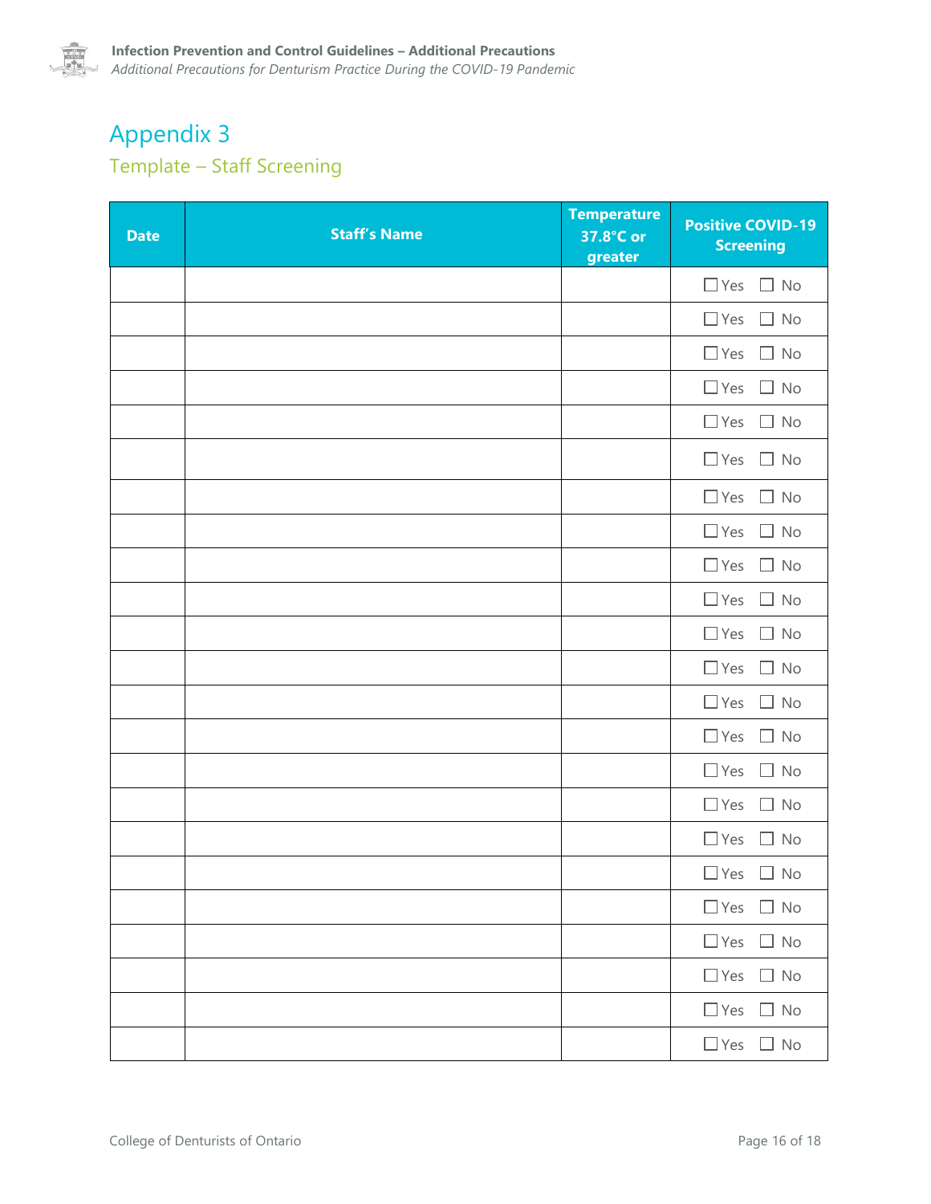# Appendix 3

## Template – Staff Screening

| Date | Staff's Name | Temperature 37.8°C or greater | Positive COVID-19 Screening |
|---|---|---|---|
| | | | ☐ Yes ☐ No |
| | | | ☐ Yes ☐ No |
| | | | ☐ Yes ☐ No |
| | | | ☐ Yes ☐ No |
| | | | ☐ Yes ☐ No |
| | | | ☐ Yes ☐ No |
| | | | ☐ Yes ☐ No |
| | | | ☐ Yes ☐ No |
| | | | ☐ Yes ☐ No |
| | | | ☐ Yes ☐ No |
| | | | ☐ Yes ☐ No |
| | | | ☐ Yes ☐ No |
| | | | ☐ Yes ☐ No |
| | | | ☐ Yes ☐ No |
| | | | ☐ Yes ☐ No |
| | | | ☐ Yes ☐ No |
| | | | ☐ Yes ☐ No |
| | | | ☐ Yes ☐ No |
| | | | ☐ Yes ☐ No |
| | | | ☐ Yes ☐ No |
| | | | ☐ Yes ☐ No |
| | | | ☐ Yes ☐ No |
| | | | ☐ Yes ☐ No |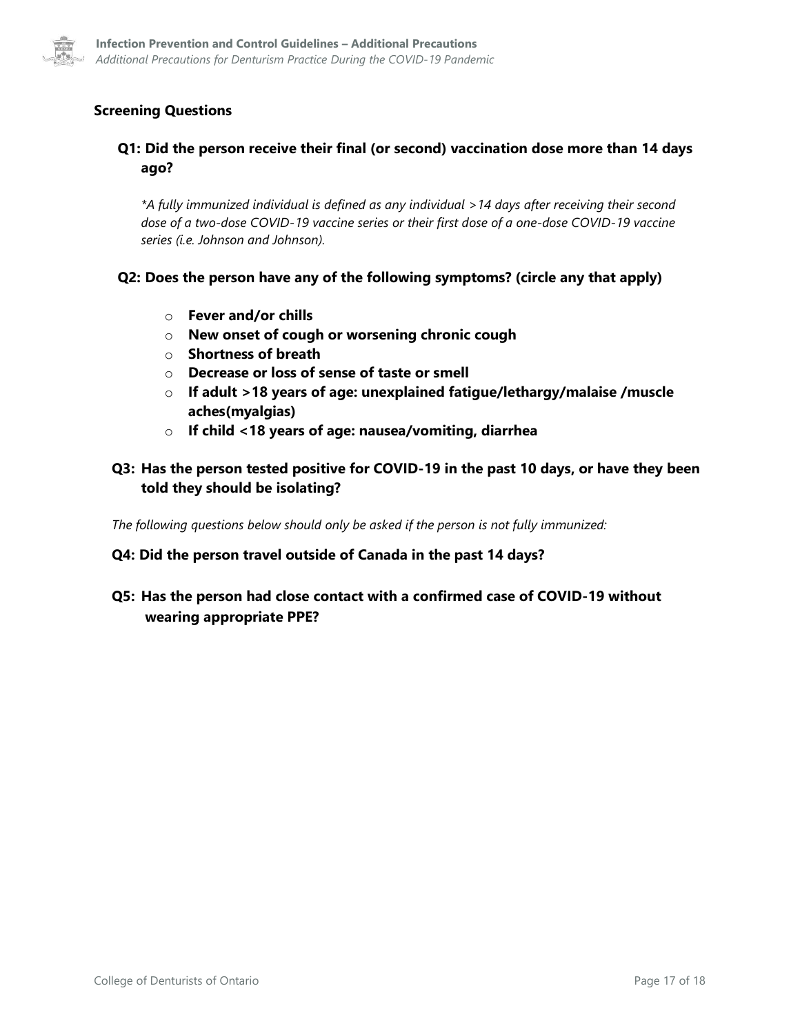### Screening Questions

**Q1: Did the person receive their final (or second) vaccination dose more than 14 days ago?**

*\*A fully immunized individual is defined as any individual >14 days after receiving their second dose of a two-dose COVID-19 vaccine series or their first dose of a one-dose COVID-19 vaccine series (i.e. Johnson and Johnson).*

**Q2: Does the person have any of the following symptoms? (circle any that apply)**

- **Fever and/or chills**
- **New onset of cough or worsening chronic cough**
- **Shortness of breath**
- **Decrease or loss of sense of taste or smell**
- **If adult >18 years of age: unexplained fatigue/lethargy/malaise /muscle aches(myalgias)**
- **If child <18 years of age: nausea/vomiting, diarrhea**

**Q3: Has the person tested positive for COVID-19 in the past 10 days, or have they been told they should be isolating?**

*The following questions below should only be asked if the person is not fully immunized:*

**Q4: Did the person travel outside of Canada in the past 14 days?**

**Q5: Has the person had close contact with a confirmed case of COVID-19 without wearing appropriate PPE?**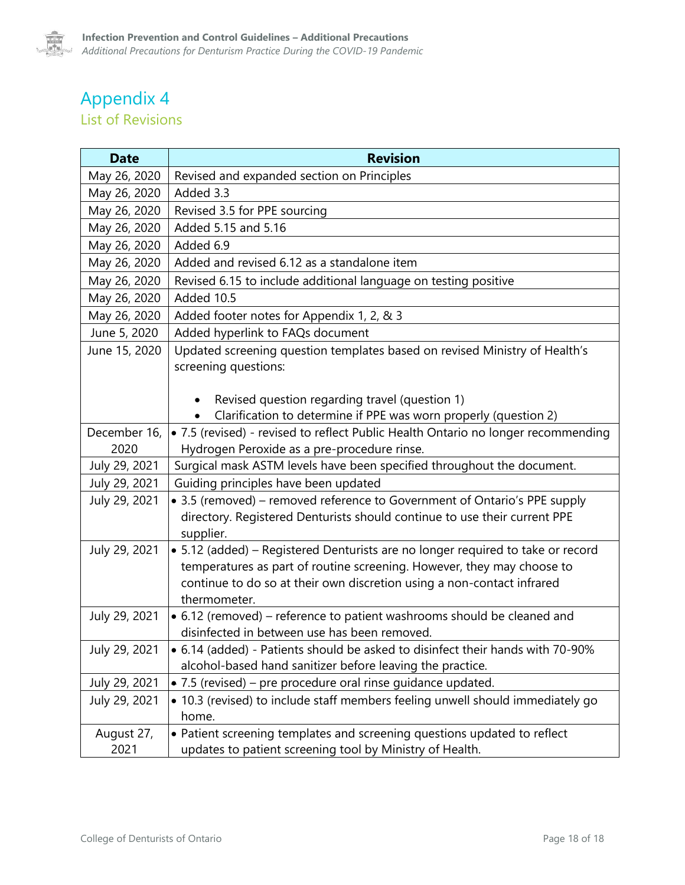# Appendix 4

## List of Revisions

| Date | Revision |
|---|---|
| May 26, 2020 | Revised and expanded section on Principles |
| May 26, 2020 | Added 3.3 |
| May 26, 2020 | Revised 3.5 for PPE sourcing |
| May 26, 2020 | Added 5.15 and 5.16 |
| May 26, 2020 | Added 6.9 |
| May 26, 2020 | Added and revised 6.12 as a standalone item |
| May 26, 2020 | Revised 6.15 to include additional language on testing positive |
| May 26, 2020 | Added 10.5 |
| May 26, 2020 | Added footer notes for Appendix 1, 2, & 3 |
| June 5, 2020 | Added hyperlink to FAQs document |
| June 15, 2020 | Updated screening question templates based on revised Ministry of Health's screening questions:<br>• Revised question regarding travel (question 1)<br>• Clarification to determine if PPE was worn properly (question 2) |
| December 16, 2020 | • 7.5 (revised) - revised to reflect Public Health Ontario no longer recommending Hydrogen Peroxide as a pre-procedure rinse. |
| July 29, 2021 | Surgical mask ASTM levels have been specified throughout the document. |
| July 29, 2021 | Guiding principles have been updated |
| July 29, 2021 | • 3.5 (removed) – removed reference to Government of Ontario's PPE supply directory. Registered Denturists should continue to use their current PPE supplier. |
| July 29, 2021 | • 5.12 (added) – Registered Denturists are no longer required to take or record temperatures as part of routine screening. However, they may choose to continue to do so at their own discretion using a non-contact infrared thermometer. |
| July 29, 2021 | • 6.12 (removed) – reference to patient washrooms should be cleaned and disinfected in between use has been removed. |
| July 29, 2021 | • 6.14 (added) - Patients should be asked to disinfect their hands with 70-90% alcohol-based hand sanitizer before leaving the practice. |
| July 29, 2021 | • 7.5 (revised) – pre procedure oral rinse guidance updated. |
| July 29, 2021 | • 10.3 (revised) to include staff members feeling unwell should immediately go home. |
| August 27, 2021 | • Patient screening templates and screening questions updated to reflect updates to patient screening tool by Ministry of Health. |